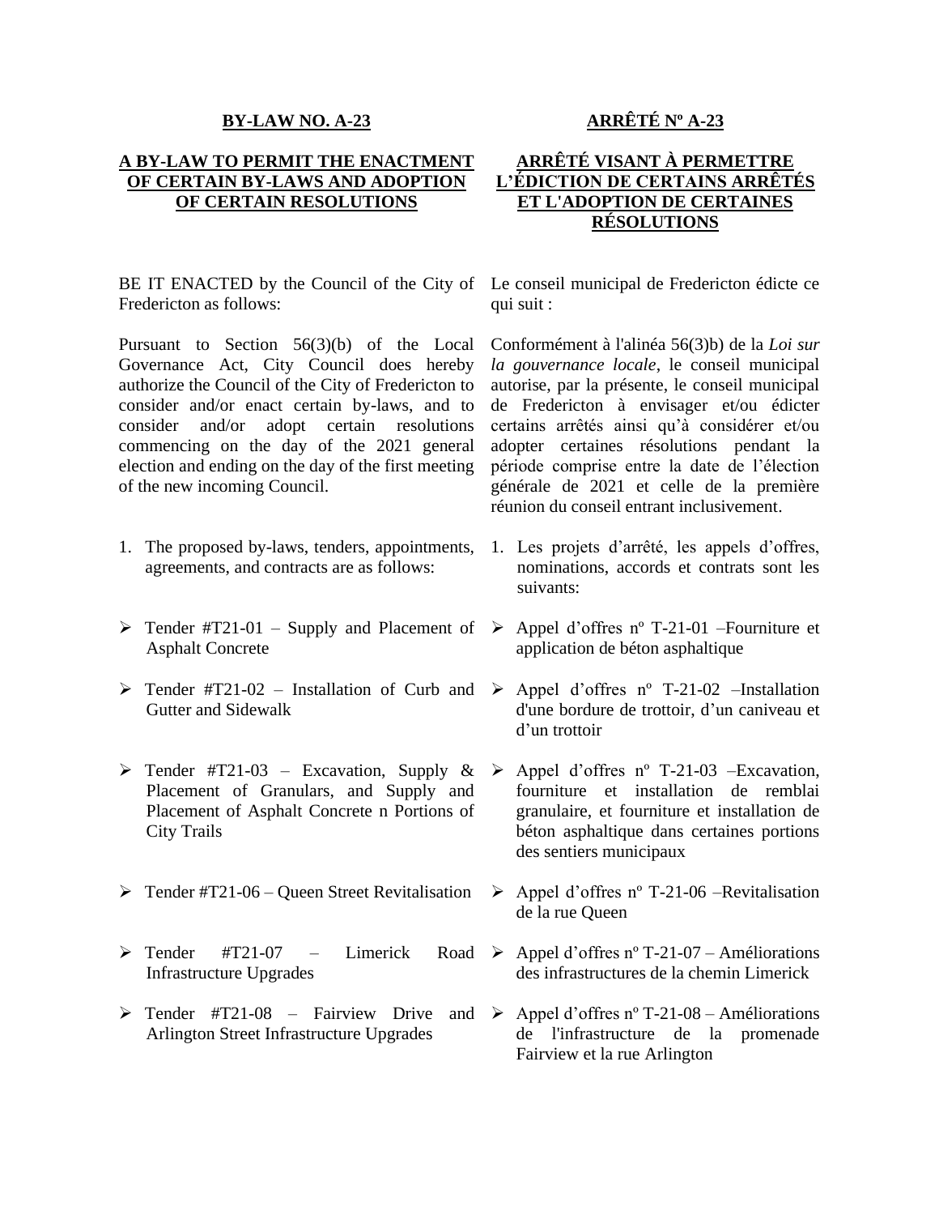**BY-LAW NO. A-23**

**A BY-LAW TO PERMIT THE ENACTMENT OF CERTAIN BY-LAWS AND ADOPTION OF CERTAIN RESOLUTIONS**

BE IT ENACTED by the Council of the City of Fredericton as follows:

Pursuant to Section 56(3)(b) of the Local Governance Act, City Council does hereby authorize the Council of the City of Fredericton to consider and/or enact certain by-laws, and to consider and/or adopt certain resolutions commencing on the day of the 2021 general election and ending on the day of the first meeting of the new incoming Council.

1. The proposed by-laws, tenders, appointments, agreements, and contracts are as follows:

- Tender #T21-01 – Supply and Placement of Asphalt Concrete
- Tender #T21-02 – Installation of Curb and Gutter and Sidewalk
- Tender #T21-03 – Excavation, Supply & Placement of Granulars, and Supply and Placement of Asphalt Concrete n Portions of City Trails
- Tender #T21-06 – Queen Street Revitalisation
- Tender #T21-07 – Limerick Road Infrastructure Upgrades
- Tender #T21-08 – Fairview Drive and Arlington Street Infrastructure Upgrades

**ARRÊTÉ Nº A-23**

**ARRÊTÉ VISANT À PERMETTRE L'ÉDICTION DE CERTAINS ARRÊTÉS ET L'ADOPTION DE CERTAINES RÉSOLUTIONS**

Le conseil municipal de Fredericton édicte ce qui suit :

Conformément à l'alinéa 56(3)b) de la *Loi sur la gouvernance locale*, le conseil municipal autorise, par la présente, le conseil municipal de Fredericton à envisager et/ou édicter certains arrêtés ainsi qu'à considérer et/ou adopter certaines résolutions pendant la période comprise entre la date de l'élection générale de 2021 et celle de la première réunion du conseil entrant inclusivement.

1. Les projets d'arrêté, les appels d'offres, nominations, accords et contrats sont les suivants:

- Appel d'offres nº T-21-01 –Fourniture et application de béton asphaltique
- Appel d'offres nº T-21-02 –Installation d'une bordure de trottoir, d'un caniveau et d'un trottoir
- Appel d'offres nº T-21-03 –Excavation, fourniture et installation de remblai granulaire, et fourniture et installation de béton asphaltique dans certaines portions des sentiers municipaux
- Appel d'offres nº T-21-06 –Revitalisation de la rue Queen
- Appel d'offres nº T-21-07 – Améliorations des infrastructures de la chemin Limerick
- Appel d'offres nº T-21-08 – Améliorations de l'infrastructure de la promenade Fairview et la rue Arlington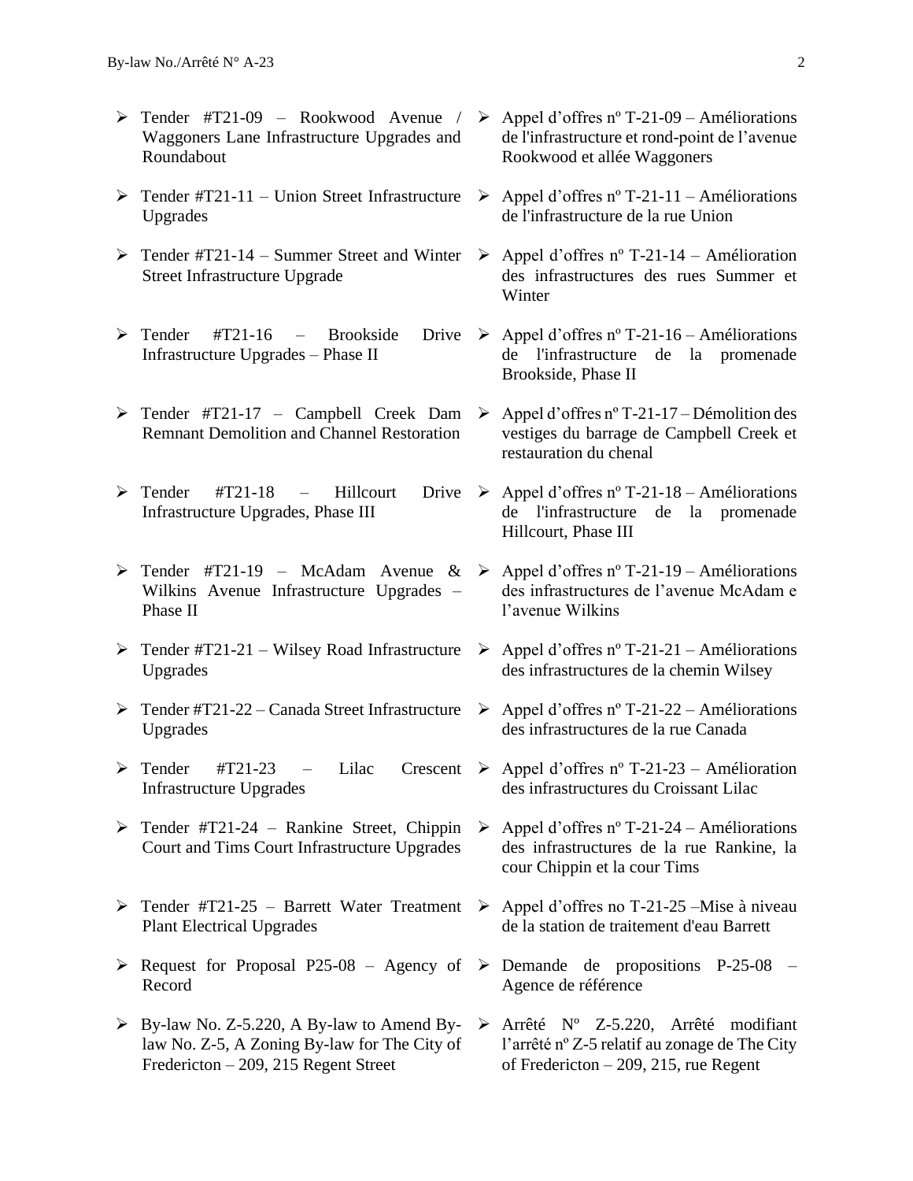- Tender #T21-09 – Rookwood Avenue / Waggoners Lane Infrastructure Upgrades and Roundabout
- Appel d'offres nº T-21-09 – Améliorations de l'infrastructure et rond-point de l'avenue Rookwood et allée Waggoners
- Tender #T21-11 – Union Street Infrastructure Upgrades
- Appel d'offres nº T-21-11 – Améliorations de l'infrastructure de la rue Union
- Tender #T21-14 – Summer Street and Winter Street Infrastructure Upgrade
- Appel d'offres nº T-21-14 – Amélioration des infrastructures des rues Summer et Winter
- Tender #T21-16 – Brookside Drive Infrastructure Upgrades – Phase II
- Appel d'offres nº T-21-16 – Améliorations de l'infrastructure de la promenade Brookside, Phase II
- Tender #T21-17 – Campbell Creek Dam Remnant Demolition and Channel Restoration
- Appel d'offres nº T-21-17 – Démolition des vestiges du barrage de Campbell Creek et restauration du chenal
- Tender #T21-18 – Hillcourt Drive Infrastructure Upgrades, Phase III
- Appel d'offres nº T-21-18 – Améliorations de l'infrastructure de la promenade Hillcourt, Phase III
- Tender #T21-19 – McAdam Avenue & Wilkins Avenue Infrastructure Upgrades – Phase II
- Appel d'offres nº T-21-19 – Améliorations des infrastructures de l'avenue McAdam e l'avenue Wilkins
- Tender #T21-21 – Wilsey Road Infrastructure Upgrades
- Appel d'offres nº T-21-21 – Améliorations des infrastructures de la chemin Wilsey
- Tender #T21-22 – Canada Street Infrastructure Upgrades
- Appel d'offres nº T-21-22 – Améliorations des infrastructures de la rue Canada
- Tender #T21-23 – Lilac Crescent Infrastructure Upgrades
- Appel d'offres nº T-21-23 – Amélioration des infrastructures du Croissant Lilac
- Tender #T21-24 – Rankine Street, Chippin Court and Tims Court Infrastructure Upgrades
- Appel d'offres nº T-21-24 – Améliorations des infrastructures de la rue Rankine, la cour Chippin et la cour Tims
- Tender #T21-25 – Barrett Water Treatment Plant Electrical Upgrades
- Appel d'offres no T-21-25 –Mise à niveau de la station de traitement d'eau Barrett
- Request for Proposal P25-08 – Agency of Record
- Demande de propositions P-25-08 – Agence de référence
- By-law No. Z-5.220, A By-law to Amend By-law No. Z-5, A Zoning By-law for The City of Fredericton – 209, 215 Regent Street
- Arrêté Nº Z-5.220, Arrêté modifiant l'arrêté nº Z-5 relatif au zonage de The City of Fredericton – 209, 215, rue Regent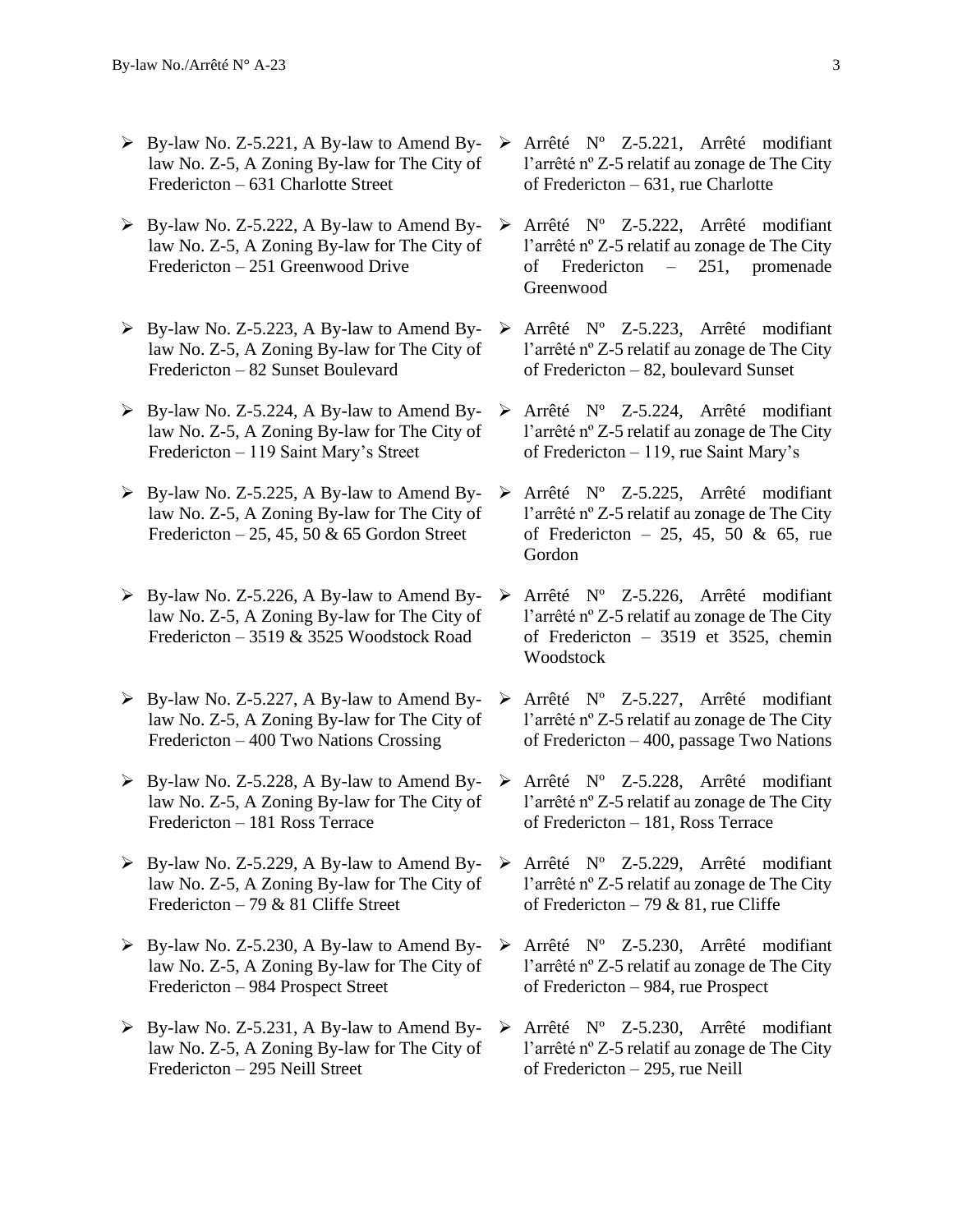- By-law No. Z-5.221, A By-law to Amend By-law No. Z-5, A Zoning By-law for The City of Fredericton – 631 Charlotte Street

- Arrêté Nº Z-5.221, Arrêté modifiant l'arrêté nº Z-5 relatif au zonage de The City of Fredericton – 631, rue Charlotte

- By-law No. Z-5.222, A By-law to Amend By-law No. Z-5, A Zoning By-law for The City of Fredericton – 251 Greenwood Drive

- Arrêté Nº Z-5.222, Arrêté modifiant l'arrêté nº Z-5 relatif au zonage de The City of Fredericton – 251, promenade Greenwood

- By-law No. Z-5.223, A By-law to Amend By-law No. Z-5, A Zoning By-law for The City of Fredericton – 82 Sunset Boulevard

- Arrêté Nº Z-5.223, Arrêté modifiant l'arrêté nº Z-5 relatif au zonage de The City of Fredericton – 82, boulevard Sunset

- By-law No. Z-5.224, A By-law to Amend By-law No. Z-5, A Zoning By-law for The City of Fredericton – 119 Saint Mary's Street

- Arrêté Nº Z-5.224, Arrêté modifiant l'arrêté nº Z-5 relatif au zonage de The City of Fredericton – 119, rue Saint Mary's

- By-law No. Z-5.225, A By-law to Amend By-law No. Z-5, A Zoning By-law for The City of Fredericton – 25, 45, 50 & 65 Gordon Street

- Arrêté Nº Z-5.225, Arrêté modifiant l'arrêté nº Z-5 relatif au zonage de The City of Fredericton – 25, 45, 50 & 65, rue Gordon

- By-law No. Z-5.226, A By-law to Amend By-law No. Z-5, A Zoning By-law for The City of Fredericton – 3519 & 3525 Woodstock Road

- Arrêté Nº Z-5.226, Arrêté modifiant l'arrêté nº Z-5 relatif au zonage de The City of Fredericton – 3519 et 3525, chemin Woodstock

- By-law No. Z-5.227, A By-law to Amend By-law No. Z-5, A Zoning By-law for The City of Fredericton – 400 Two Nations Crossing

- Arrêté Nº Z-5.227, Arrêté modifiant l'arrêté nº Z-5 relatif au zonage de The City of Fredericton – 400, passage Two Nations

- By-law No. Z-5.228, A By-law to Amend By-law No. Z-5, A Zoning By-law for The City of Fredericton – 181 Ross Terrace

- Arrêté Nº Z-5.228, Arrêté modifiant l'arrêté nº Z-5 relatif au zonage de The City of Fredericton – 181, Ross Terrace

- By-law No. Z-5.229, A By-law to Amend By-law No. Z-5, A Zoning By-law for The City of Fredericton – 79 & 81 Cliffe Street

- Arrêté Nº Z-5.229, Arrêté modifiant l'arrêté nº Z-5 relatif au zonage de The City of Fredericton – 79 & 81, rue Cliffe

- By-law No. Z-5.230, A By-law to Amend By-law No. Z-5, A Zoning By-law for The City of Fredericton – 984 Prospect Street

- Arrêté Nº Z-5.230, Arrêté modifiant l'arrêté nº Z-5 relatif au zonage de The City of Fredericton – 984, rue Prospect

- By-law No. Z-5.231, A By-law to Amend By-law No. Z-5, A Zoning By-law for The City of Fredericton – 295 Neill Street

- Arrêté Nº Z-5.230, Arrêté modifiant l'arrêté nº Z-5 relatif au zonage de The City of Fredericton – 295, rue Neill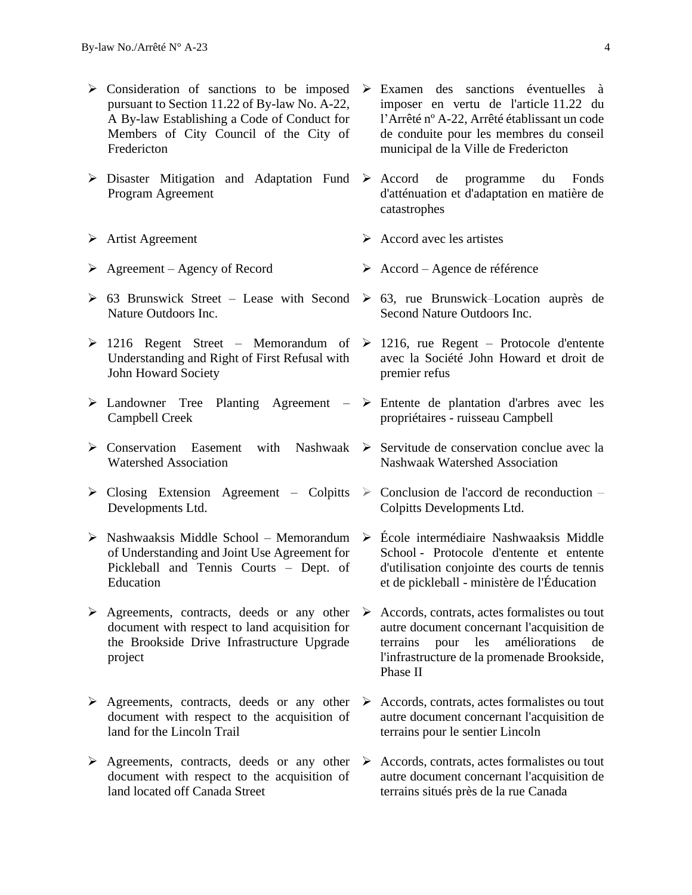- Consideration of sanctions to be imposed pursuant to Section 11.22 of By-law No. A-22, A By-law Establishing a Code of Conduct for Members of City Council of the City of Fredericton
- Disaster Mitigation and Adaptation Fund Program Agreement
- Artist Agreement
- Agreement – Agency of Record
- 63 Brunswick Street – Lease with Second Nature Outdoors Inc.
- 1216 Regent Street – Memorandum of Understanding and Right of First Refusal with John Howard Society
- Landowner Tree Planting Agreement – Campbell Creek
- Conservation Easement with Nashwaak Watershed Association
- Closing Extension Agreement – Colpitts Developments Ltd.
- Nashwaaksis Middle School – Memorandum of Understanding and Joint Use Agreement for Pickleball and Tennis Courts – Dept. of Education
- Agreements, contracts, deeds or any other document with respect to land acquisition for the Brookside Drive Infrastructure Upgrade project
- Agreements, contracts, deeds or any other document with respect to the acquisition of land for the Lincoln Trail
- Agreements, contracts, deeds or any other document with respect to the acquisition of land located off Canada Street

- Examen des sanctions éventuelles à imposer en vertu de l'article 11.22 du l'Arrêté nº A-22, Arrêté établissant un code de conduite pour les membres du conseil municipal de la Ville de Fredericton
- Accord de programme du Fonds d'atténuation et d'adaptation en matière de catastrophes
- Accord avec les artistes
- Accord – Agence de référence
- 63, rue Brunswick–Location auprès de Second Nature Outdoors Inc.
- 1216, rue Regent – Protocole d'entente avec la Société John Howard et droit de premier refus
- Entente de plantation d'arbres avec les propriétaires - ruisseau Campbell
- Servitude de conservation conclue avec la Nashwaak Watershed Association
- Conclusion de l'accord de reconduction – Colpitts Developments Ltd.
- École intermédiaire Nashwaaksis Middle School - Protocole d'entente et entente d'utilisation conjointe des courts de tennis et de pickleball - ministère de l'Éducation
- Accords, contrats, actes formalistes ou tout autre document concernant l'acquisition de terrains pour les améliorations de l'infrastructure de la promenade Brookside, Phase II
- Accords, contrats, actes formalistes ou tout autre document concernant l'acquisition de terrains pour le sentier Lincoln
- Accords, contrats, actes formalistes ou tout autre document concernant l'acquisition de terrains situés près de la rue Canada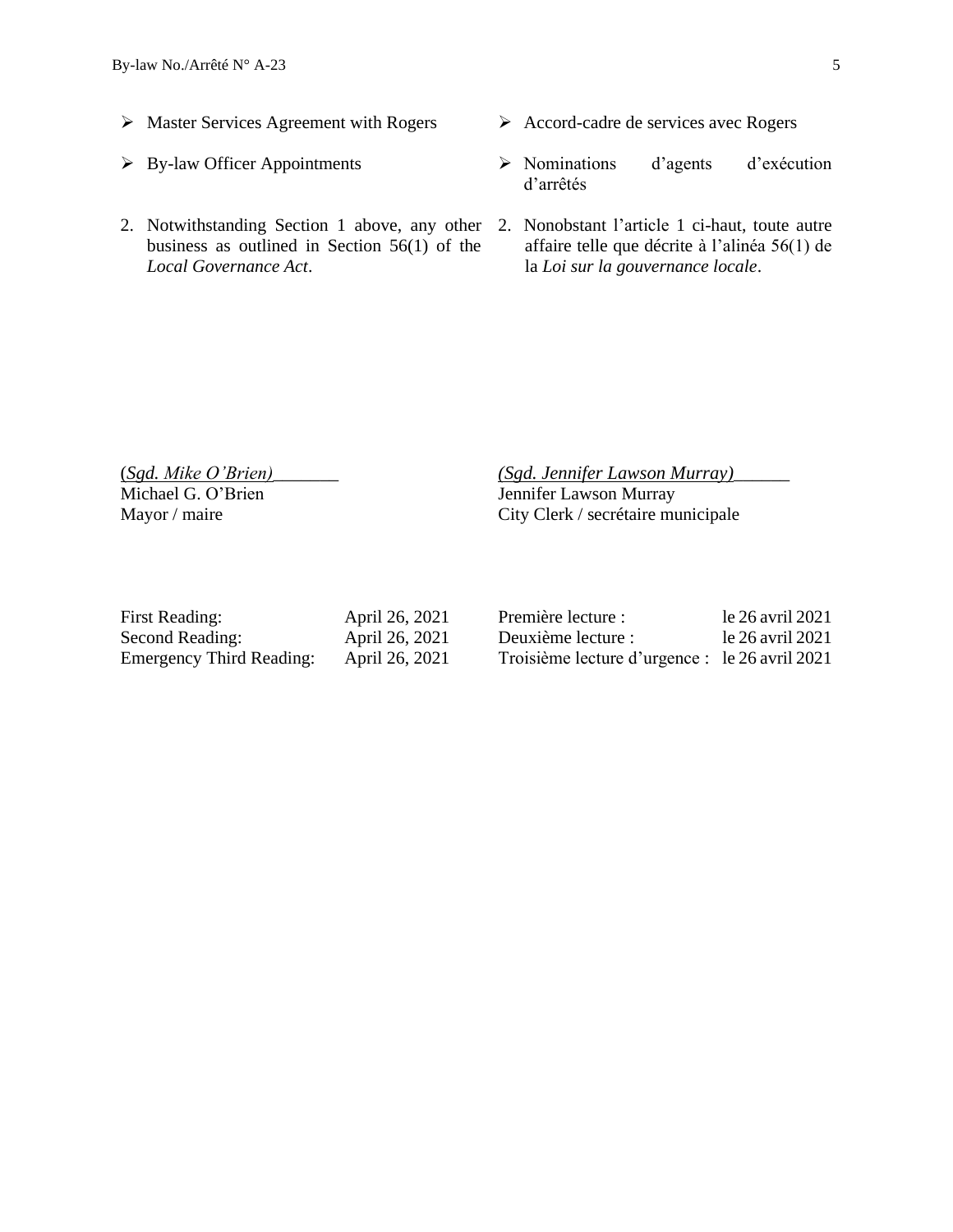- Master Services Agreement with Rogers
- By-law Officer Appointments

2. Notwithstanding Section 1 above, any other business as outlined in Section 56(1) of the *Local Governance Act*.

- Accord-cadre de services avec Rogers
- Nominations d'agents d'exécution d'arrêtés

2. Nonobstant l'article 1 ci-haut, toute autre affaire telle que décrite à l'alinéa 56(1) de la *Loi sur la gouvernance locale*.

(*Sgd. Mike O'Brien)*\_\_\_\_\_\_\_
Michael G. O'Brien
Mayor / maire

*(Sgd. Jennifer Lawson Murray)*\_\_\_\_\_\_
Jennifer Lawson Murray
City Clerk / secrétaire municipale

| | | | |
|---|---|---|---|
| First Reading: | April 26, 2021 | Première lecture : | le 26 avril 2021 |
| Second Reading: | April 26, 2021 | Deuxième lecture : | le 26 avril 2021 |
| Emergency Third Reading: | April 26, 2021 | Troisième lecture d'urgence : | le 26 avril 2021 |